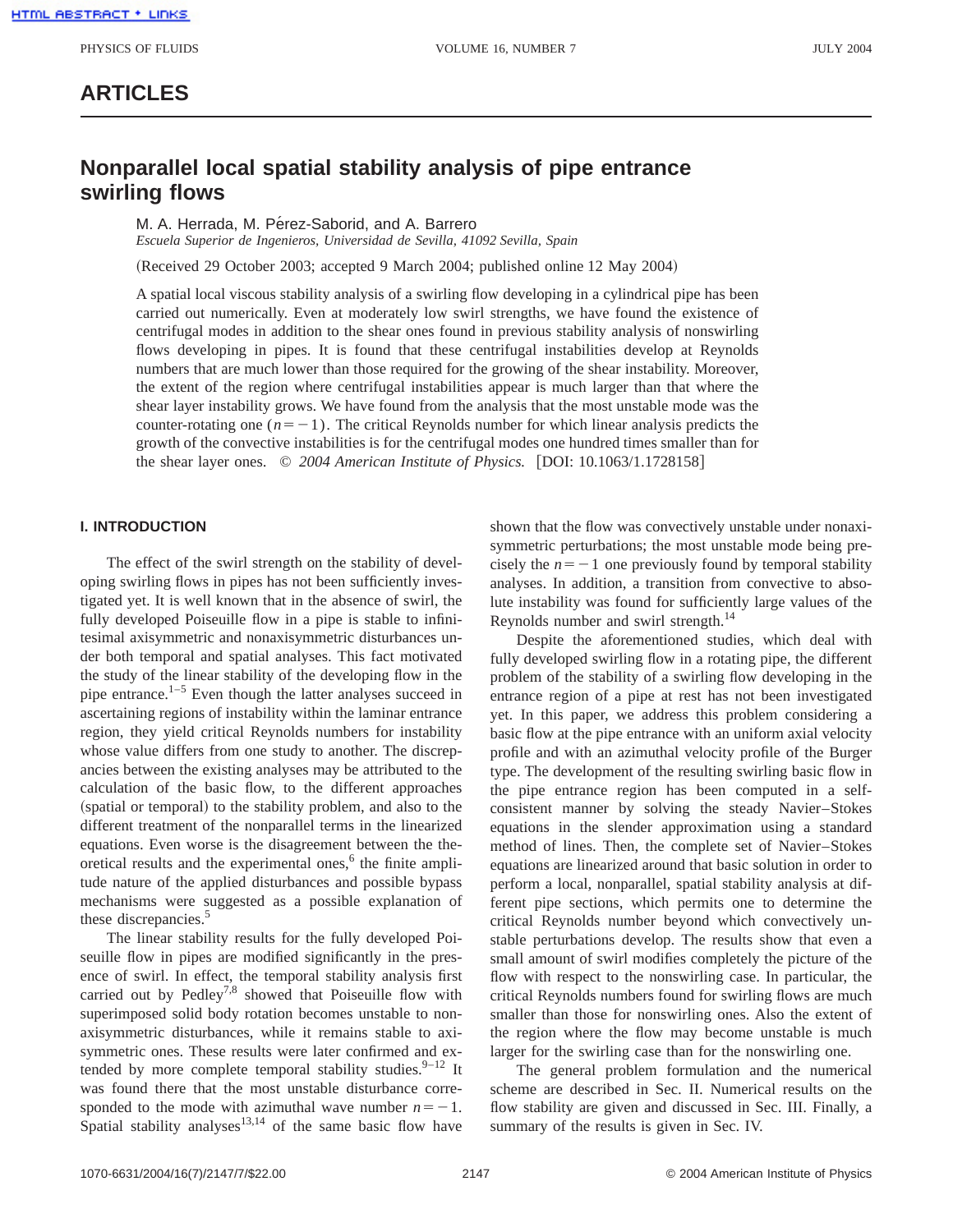# ARTICLES

# Nonparallel local spatial stability analysis of pipe entrance swirling flows

M. A. Herrada, M. Pérez-Saborid, and A. Barrero

*Escuela Superior de Ingenieros, Universidad de Sevilla, 41092 Sevilla, Spain*

(Received 29 October 2003; accepted 9 March 2004; published online 12 May 2004)

A spatial local viscous stability analysis of a swirling flow developing in a cylindrical pipe has been carried out numerically. Even at moderately low swirl strengths, we have found the existence of centrifugal modes in addition to the shear ones found in previous stability analysis of nonswirling flows developing in pipes. It is found that these centrifugal instabilities develop at Reynolds numbers that are much lower than those required for the growing of the shear instability. Moreover, the extent of the region where centrifugal instabilities appear is much larger than that where the shear layer instability grows. We have found from the analysis that the most unstable mode was the counter-rotating one ($n=-1$). The critical Reynolds number for which linear analysis predicts the growth of the convective instabilities is for the centrifugal modes one hundred times smaller than for the shear layer ones. © *2004 American Institute of Physics.* [DOI: 10.1063/1.1728158]

## I. INTRODUCTION

The effect of the swirl strength on the stability of developing swirling flows in pipes has not been sufficiently investigated yet. It is well known that in the absence of swirl, the fully developed Poiseuille flow in a pipe is stable to infinitesimal axisymmetric and nonaxisymmetric disturbances under both temporal and spatial analyses. This fact motivated the study of the linear stability of the developing flow in the pipe entrance.[1–5] Even though the latter analyses succeed in ascertaining regions of instability within the laminar entrance region, they yield critical Reynolds numbers for instability whose value differs from one study to another. The discrepancies between the existing analyses may be attributed to the calculation of the basic flow, to the different approaches (spatial or temporal) to the stability problem, and also to the different treatment of the nonparallel terms in the linearized equations. Even worse is the disagreement between the theoretical results and the experimental ones,[6] the finite amplitude nature of the applied disturbances and possible bypass mechanisms were suggested as a possible explanation of these discrepancies.[5]

The linear stability results for the fully developed Poiseuille flow in pipes are modified significantly in the presence of swirl. In effect, the temporal stability analysis first carried out by Pedley[7,8] showed that Poiseuille flow with superimposed solid body rotation becomes unstable to nonaxisymmetric disturbances, while it remains stable to axisymmetric ones. These results were later confirmed and extended by more complete temporal stability studies.[9–12] It was found there that the most unstable disturbance corresponded to the mode with azimuthal wave number $n=-1$. Spatial stability analyses[13,14] of the same basic flow have shown that the flow was convectively unstable under nonaxisymmetric perturbations; the most unstable mode being precisely the $n=-1$ one previously found by temporal stability analyses. In addition, a transition from convective to absolute instability was found for sufficiently large values of the Reynolds number and swirl strength.[14]

Despite the aforementioned studies, which deal with fully developed swirling flow in a rotating pipe, the different problem of the stability of a swirling flow developing in the entrance region of a pipe at rest has not been investigated yet. In this paper, we address this problem considering a basic flow at the pipe entrance with an uniform axial velocity profile and with an azimuthal velocity profile of the Burger type. The development of the resulting swirling basic flow in the pipe entrance region has been computed in a self-consistent manner by solving the steady Navier–Stokes equations in the slender approximation using a standard method of lines. Then, the complete set of Navier–Stokes equations are linearized around that basic solution in order to perform a local, nonparallel, spatial stability analysis at different pipe sections, which permits one to determine the critical Reynolds number beyond which convectively unstable perturbations develop. The results show that even a small amount of swirl modifies completely the picture of the flow with respect to the nonswirling case. In particular, the critical Reynolds numbers found for swirling flows are much smaller than those for nonswirling ones. Also the extent of the region where the flow may become unstable is much larger for the swirling case than for the nonswirling one.

The general problem formulation and the numerical scheme are described in Sec. II. Numerical results on the flow stability are given and discussed in Sec. III. Finally, a summary of the results is given in Sec. IV.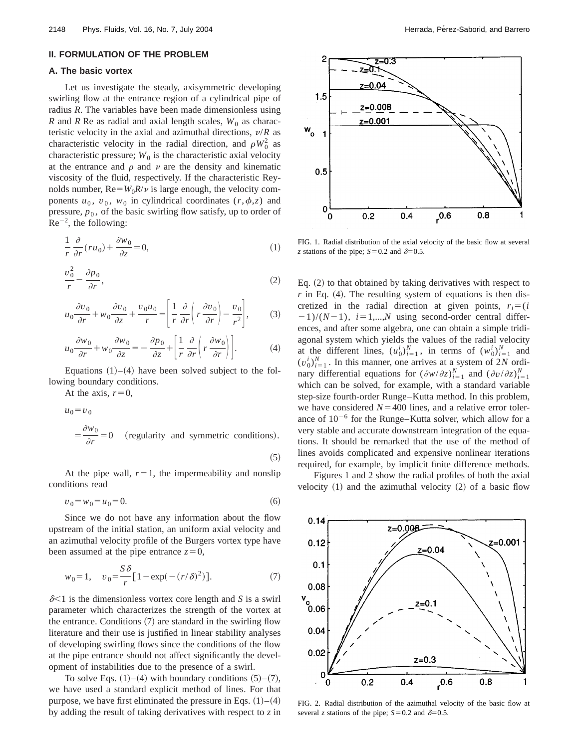## II. FORMULATION OF THE PROBLEM

### A. The basic vortex

Let us investigate the steady, axisymmetric developing swirling flow at the entrance region of a cylindrical pipe of radius $R$. The variables have been made dimensionless using $R$ and $R\,\mathrm{Re}$ as radial and axial length scales, $W_0$ as characteristic velocity in the axial and azimuthal directions, $\nu/R$ as characteristic velocity in the radial direction, and $\rho W_0^2$ as characteristic pressure; $W_0$ is the characteristic axial velocity at the entrance and $\rho$ and $\nu$ are the density and kinematic viscosity of the fluid, respectively. If the characteristic Reynolds number, $\mathrm{Re}=W_0 R/\nu$ is large enough, the velocity components $u_0$, $v_0$, $w_0$ in cylindrical coordinates $(r,\phi,z)$ and pressure, $p_0$, of the basic swirling flow satisfy, up to order of $\mathrm{Re}^{-2}$, the following:

$$\frac{1}{r}\frac{\partial}{\partial r}(r u_0)+\frac{\partial w_0}{\partial z}=0, \tag{1}$$

$$\frac{v_0^2}{r}=\frac{\partial p_0}{\partial r}, \tag{2}$$

$$u_0\frac{\partial v_0}{\partial r}+w_0\frac{\partial v_0}{\partial z}+\frac{v_0 u_0}{r}=\left[\frac{1}{r}\frac{\partial}{\partial r}\left(r\frac{\partial v_0}{\partial r}\right)-\frac{v_0}{r^2}\right], \tag{3}$$

$$u_0\frac{\partial w_0}{\partial r}+w_0\frac{\partial w_0}{\partial z}=-\frac{\partial p_0}{\partial z}+\left[\frac{1}{r}\frac{\partial}{\partial r}\left(r\frac{\partial w_0}{\partial r}\right)\right]. \tag{4}$$

Equations (1)–(4) have been solved subject to the following boundary conditions.

At the axis, $r=0$,

$$u_0=v_0=\frac{\partial w_0}{\partial r}=0 \quad \text{(regularity and symmetric conditions)}. \tag{5}$$

At the pipe wall, $r=1$, the impermeability and nonslip conditions read

$$v_0=w_0=u_0=0. \tag{6}$$

Since we do not have any information about the flow upstream of the initial station, an uniform axial velocity and an azimuthal velocity profile of the Burgers vortex type have been assumed at the pipe entrance $z=0$,

$$w_0=1, \quad v_0=\frac{S\delta}{r}[1-\exp(-(r/\delta)^2)]. \tag{7}$$

$\delta<1$ is the dimensionless vortex core length and $S$ is a swirl parameter which characterizes the strength of the vortex at the entrance. Conditions (7) are standard in the swirling flow literature and their use is justified in linear stability analyses of developing swirling flows since the conditions of the flow at the pipe entrance should not affect significantly the development of instabilities due to the presence of a swirl.

To solve Eqs. (1)–(4) with boundary conditions (5)–(7), we have used a standard explicit method of lines. For that purpose, we have first eliminated the pressure in Eqs. (1)–(4) by adding the result of taking derivatives with respect to $z$ in Eq. (2) to that obtained by taking derivatives with respect to $r$ in Eq. (4). The resulting system of equations is then discretized in the radial direction at given points, $r_i=(i-1)/(N-1)$, $i=1,\ldots,N$ using second-order central differences, and after some algebra, one can obtain a simple tridiagonal system which yields the values of the radial velocity at the different lines, $(u_0^i)_{i=1}^N$, in terms of $(w_0^i)_{i=1}^N$ and $(v_0^i)_{i=1}^N$. In this manner, one arrives at a system of $2N$ ordinary differential equations for $(\partial w/\partial z)_{i=1}^N$ and $(\partial v/\partial z)_{i=1}^N$ which can be solved, for example, with a standard variable step-size fourth-order Runge–Kutta method. In this problem, we have considered $N=400$ lines, and a relative error tolerance of $10^{-6}$ for the Runge–Kutta solver, which allow for a very stable and accurate downstream integration of the equations. It should be remarked that the use of the method of lines avoids complicated and expensive nonlinear iterations required, for example, by implicit finite difference methods.

Figures 1 and 2 show the radial profiles of both the axial velocity (1) and the azimuthal velocity (2) of a basic flow

FIG. 1. Radial distribution of the axial velocity of the basic flow at several $z$ stations of the pipe; $S=0.2$ and $\delta=0.5$.

FIG. 2. Radial distribution of the azimuthal velocity of the basic flow at several $z$ stations of the pipe; $S=0.2$ and $\delta=0.5$.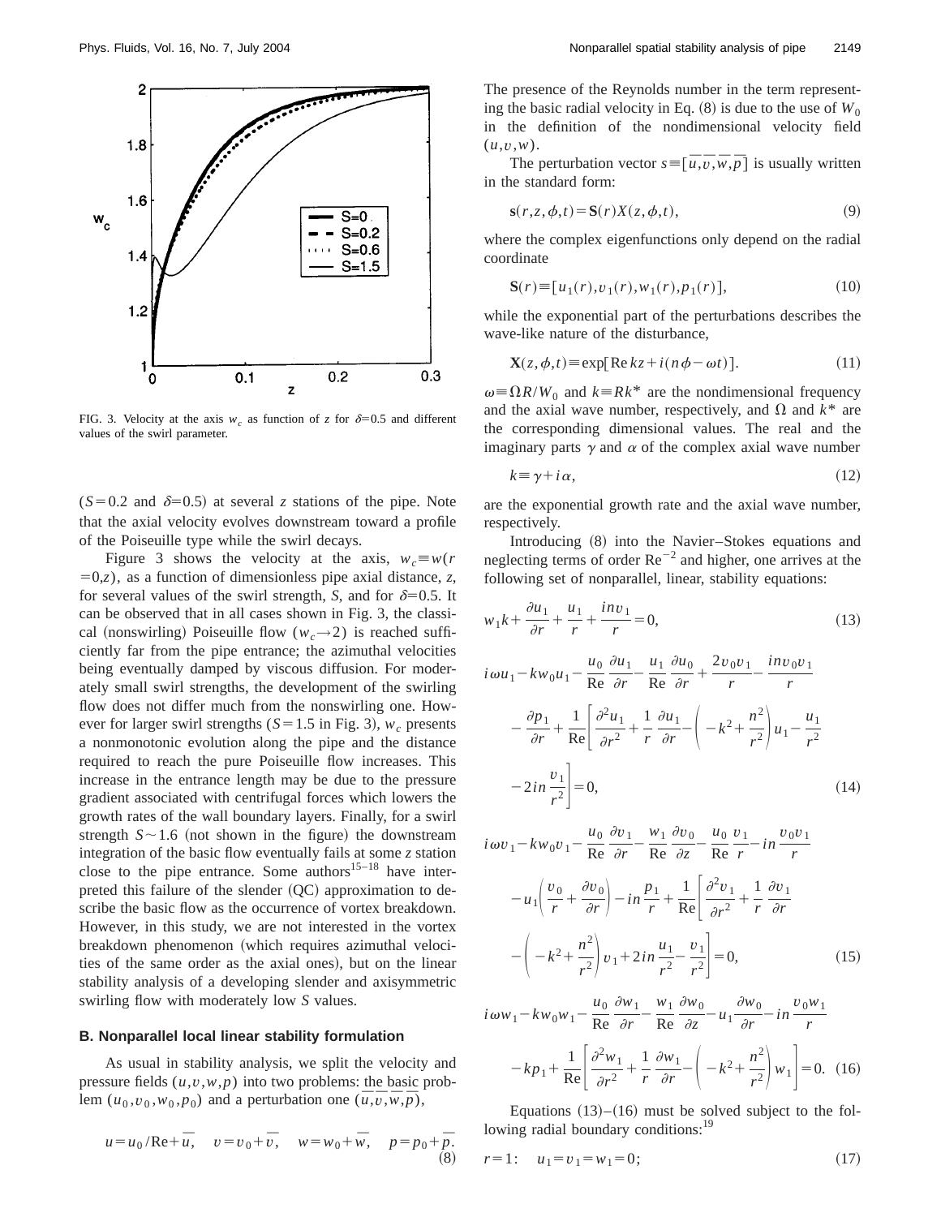FIG. 3. Velocity at the axis $w_c$ as function of $z$ for $\delta=0.5$ and different values of the swirl parameter.

($S=0.2$ and $\delta=0.5$) at several $z$ stations of the pipe. Note that the axial velocity evolves downstream toward a profile of the Poiseuille type while the swirl decays.

Figure 3 shows the velocity at the axis, $w_c \equiv w(r=0,z)$, as a function of dimensionless pipe axial distance, $z$, for several values of the swirl strength, $S$, and for $\delta=0.5$. It can be observed that in all cases shown in Fig. 3, the classical (nonswirling) Poiseuille flow ($w_c \rightarrow 2$) is reached sufficiently far from the pipe entrance; the azimuthal velocities being eventually damped by viscous diffusion. For moderately small swirl strengths, the development of the swirling flow does not differ much from the nonswirling one. However for larger swirl strengths ($S=1.5$ in Fig. 3), $w_c$ presents a nonmonotonic evolution along the pipe and the distance required to reach the pure Poiseuille flow increases. This increase in the entrance length may be due to the pressure gradient associated with centrifugal forces which lowers the growth rates of the wall boundary layers. Finally, for a swirl strength $S \sim 1.6$ (not shown in the figure) the downstream integration of the basic flow eventually fails at some $z$ station close to the pipe entrance. Some authors[15–18] have interpreted this failure of the slender (QC) approximation to describe the basic flow as the occurrence of vortex breakdown. However, in this study, we are not interested in the vortex breakdown phenomenon (which requires azimuthal velocities of the same order as the axial ones), but on the linear stability analysis of a developing slender and axisymmetric swirling flow with moderately low $S$ values.

### B. Nonparallel local linear stability formulation

As usual in stability analysis, we split the velocity and pressure fields $(u,v,w,p)$ into two problems: the basic problem $(u_0,v_0,w_0,p_0)$ and a perturbation one $(\overline{u},\overline{v},\overline{w},\overline{p})$,

$$u=u_0/\mathrm{Re}+\overline{u}, \quad v=v_0+\overline{v}, \quad w=w_0+\overline{w}, \quad p=p_0+\overline{p}. \tag{8}$$

The presence of the Reynolds number in the term representing the basic radial velocity in Eq. (8) is due to the use of $W_0$ in the definition of the nondimensional velocity field $(u,v,w)$.

The perturbation vector $s \equiv [\overline{u},\overline{v},\overline{w},\overline{p}]$ is usually written in the standard form:

$$\mathbf{s}(r,z,\phi,t)=\mathbf{S}(r)X(z,\phi,t), \tag{9}$$

where the complex eigenfunctions only depend on the radial coordinate

$$\mathbf{S}(r) \equiv [u_1(r),v_1(r),w_1(r),p_1(r)], \tag{10}$$

while the exponential part of the perturbations describes the wave-like nature of the disturbance,

$$\mathbf{X}(z,\phi,t) \equiv \exp[\mathrm{Re}\,kz+i(n\phi-\omega t)]. \tag{11}$$

$\omega \equiv \Omega R/W_0$ and $k \equiv Rk^*$ are the nondimensional frequency and the axial wave number, respectively, and $\Omega$ and $k^*$ are the corresponding dimensional values. The real and the imaginary parts $\gamma$ and $\alpha$ of the complex axial wave number

$$k \equiv \gamma + i\alpha, \tag{12}$$

are the exponential growth rate and the axial wave number, respectively.

Introducing (8) into the Navier–Stokes equations and neglecting terms of order $\mathrm{Re}^{-2}$ and higher, one arrives at the following set of nonparallel, linear, stability equations:

$$w_1 k+\frac{\partial u_1}{\partial r}+\frac{u_1}{r}+\frac{inv_1}{r}=0, \tag{13}$$

$$i\omega u_1-kw_0u_1-\frac{u_0}{\mathrm{Re}}\frac{\partial u_1}{\partial r}-\frac{u_1}{\mathrm{Re}}\frac{\partial u_0}{\partial r}+\frac{2v_0v_1}{r}-\frac{inv_0v_1}{r} -\frac{\partial p_1}{\partial r}+\frac{1}{\mathrm{Re}}\left[\frac{\partial^2 u_1}{\partial r^2}+\frac{1}{r}\frac{\partial u_1}{\partial r}-\left(-k^2+\frac{n^2}{r^2}\right)u_1-\frac{u_1}{r^2} -2in\frac{v_1}{r^2}\right]=0, \tag{14}$$

$$i\omega v_1-kw_0v_1-\frac{u_0}{\mathrm{Re}}\frac{\partial v_1}{\partial r}-\frac{w_1}{\mathrm{Re}}\frac{\partial v_0}{\partial z}-\frac{u_0}{\mathrm{Re}}\frac{v_1}{r}-in\frac{v_0v_1}{r} -u_1\left(\frac{v_0}{r}+\frac{\partial v_0}{\partial r}\right)-in\frac{p_1}{r}+\frac{1}{\mathrm{Re}}\left[\frac{\partial^2 v_1}{\partial r^2}+\frac{1}{r}\frac{\partial v_1}{\partial r} -\left(-k^2+\frac{n^2}{r^2}\right)v_1+2in\frac{u_1}{r^2}-\frac{v_1}{r^2}\right]=0, \tag{15}$$

$$i\omega w_1-kw_0w_1-\frac{u_0}{\mathrm{Re}}\frac{\partial w_1}{\partial r}-\frac{w_1}{\mathrm{Re}}\frac{\partial w_0}{\partial z}-u_1\frac{\partial w_0}{\partial r}-in\frac{v_0w_1}{r} -kp_1+\frac{1}{\mathrm{Re}}\left[\frac{\partial^2 w_1}{\partial r^2}+\frac{1}{r}\frac{\partial w_1}{\partial r}-\left(-k^2+\frac{n^2}{r^2}\right)w_1\right]=0. \tag{16}$$

Equations (13)–(16) must be solved subject to the following radial boundary conditions:[19]

$$r=1: \quad u_1=v_1=w_1=0; \tag{17}$$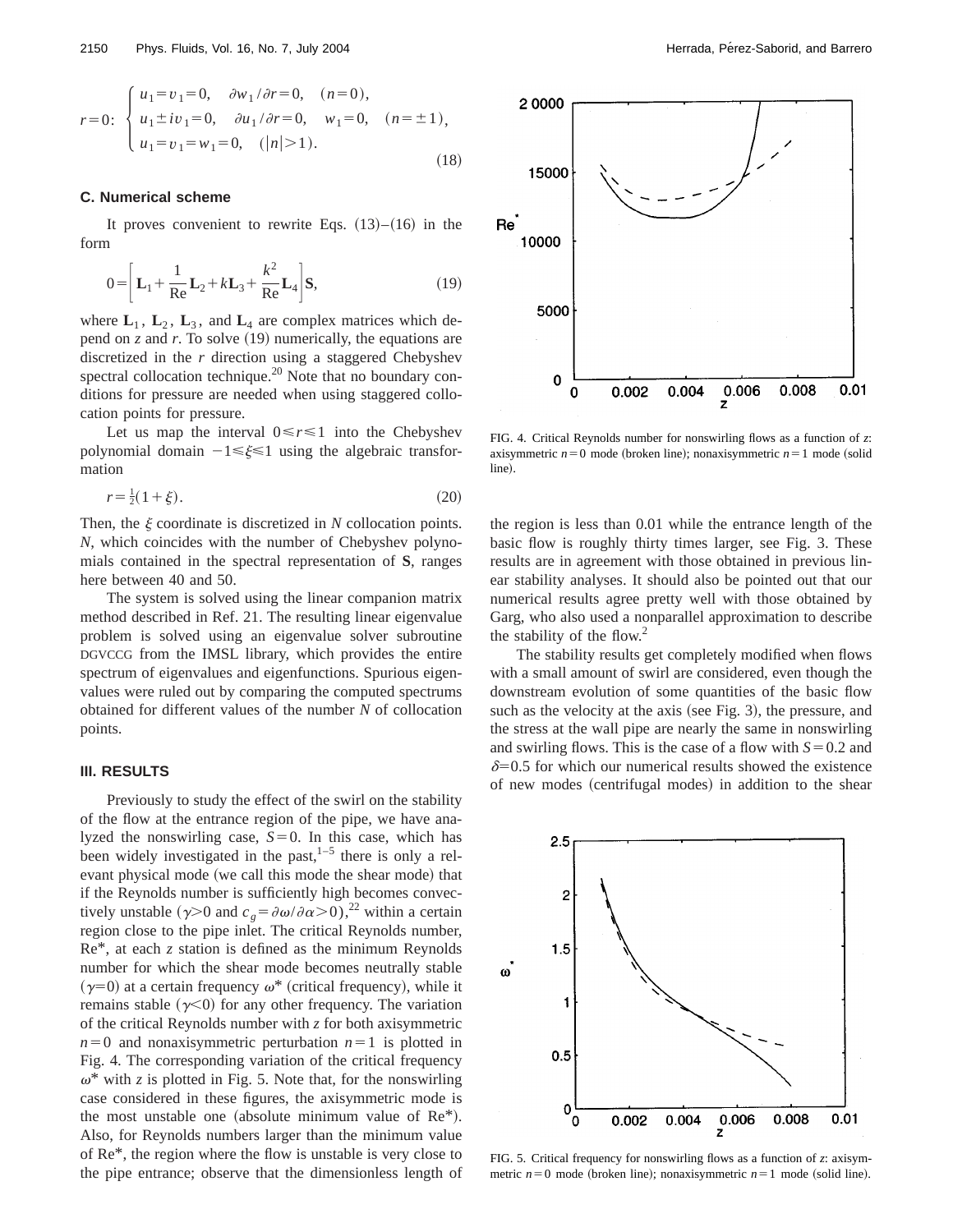$$r=0:\quad \begin{cases} u_1 = v_1 = 0, \quad \partial w_1/\partial r = 0, \quad (n=0), \\ u_1 \pm i v_1 = 0, \quad \partial u_1/\partial r = 0, \quad w_1 = 0, \quad (n=\pm 1), \\ u_1 = v_1 = w_1 = 0, \quad (|n|>1). \end{cases} \tag{18}$$

### C. Numerical scheme

It proves convenient to rewrite Eqs. (13)–(16) in the form

$$0 = \left[ \mathbf{L}_1 + \frac{1}{\mathrm{Re}} \mathbf{L}_2 + k \mathbf{L}_3 + \frac{k^2}{\mathrm{Re}} \mathbf{L}_4 \right] \mathbf{S}, \tag{19}$$

where $\mathbf{L}_1$, $\mathbf{L}_2$, $\mathbf{L}_3$, and $\mathbf{L}_4$ are complex matrices which depend on $z$ and $r$. To solve (19) numerically, the equations are discretized in the $r$ direction using a staggered Chebyshev spectral collocation technique.[20] Note that no boundary conditions for pressure are needed when using staggered collocation points for pressure.

Let us map the interval $0 \leqslant r \leqslant 1$ into the Chebyshev polynomial domain $-1 \leqslant \xi \leqslant 1$ using the algebraic transformation

$$r = \tfrac{1}{2}(1+\xi). \tag{20}$$

Then, the $\xi$ coordinate is discretized in $N$ collocation points. $N$, which coincides with the number of Chebyshev polynomials contained in the spectral representation of $\mathbf{S}$, ranges here between 40 and 50.

The system is solved using the linear companion matrix method described in Ref. 21. The resulting linear eigenvalue problem is solved using an eigenvalue solver subroutine DGVCCG from the IMSL library, which provides the entire spectrum of eigenvalues and eigenfunctions. Spurious eigenvalues were ruled out by comparing the computed spectrums obtained for different values of the number $N$ of collocation points.

## III. RESULTS

Previously to study the effect of the swirl on the stability of the flow at the entrance region of the pipe, we have analyzed the nonswirling case, $S=0$. In this case, which has been widely investigated in the past,[1–5] there is only a relevant physical mode (we call this mode the shear mode) that if the Reynolds number is sufficiently high becomes convectively unstable ($\gamma > 0$ and $c_g = \partial \omega / \partial \alpha > 0$),[22] within a certain region close to the pipe inlet. The critical Reynolds number, $\mathrm{Re}^*$, at each $z$ station is defined as the minimum Reynolds number for which the shear mode becomes neutrally stable ($\gamma = 0$) at a certain frequency $\omega^*$ (critical frequency), while it remains stable ($\gamma < 0$) for any other frequency. The variation of the critical Reynolds number with $z$ for both axisymmetric $n=0$ and nonaxisymmetric perturbation $n=1$ is plotted in Fig. 4. The corresponding variation of the critical frequency $\omega^*$ with $z$ is plotted in Fig. 5. Note that, for the nonswirling case considered in these figures, the axisymmetric mode is the most unstable one (absolute minimum value of $\mathrm{Re}^*$). Also, for Reynolds numbers larger than the minimum value of $\mathrm{Re}^*$, the region where the flow is unstable is very close to the pipe entrance; observe that the dimensionless length of the region is less than 0.01 while the entrance length of the basic flow is roughly thirty times larger, see Fig. 3. These results are in agreement with those obtained in previous linear stability analyses. It should also be pointed out that our numerical results agree pretty well with those obtained by Garg, who also used a nonparallel approximation to describe the stability of the flow.[2]

The stability results get completely modified when flows with a small amount of swirl are considered, even though the downstream evolution of some quantities of the basic flow such as the velocity at the axis (see Fig. 3), the pressure, and the stress at the wall pipe are nearly the same in nonswirling and swirling flows. This is the case of a flow with $S=0.2$ and $\delta = 0.5$ for which our numerical results showed the existence of new modes (centrifugal modes) in addition to the shear

FIG. 4. Critical Reynolds number for nonswirling flows as a function of $z$: axisymmetric $n=0$ mode (broken line); nonaxisymmetric $n=1$ mode (solid line).

FIG. 5. Critical frequency for nonswirling flows as a function of $z$: axisymmetric $n=0$ mode (broken line); nonaxisymmetric $n=1$ mode (solid line).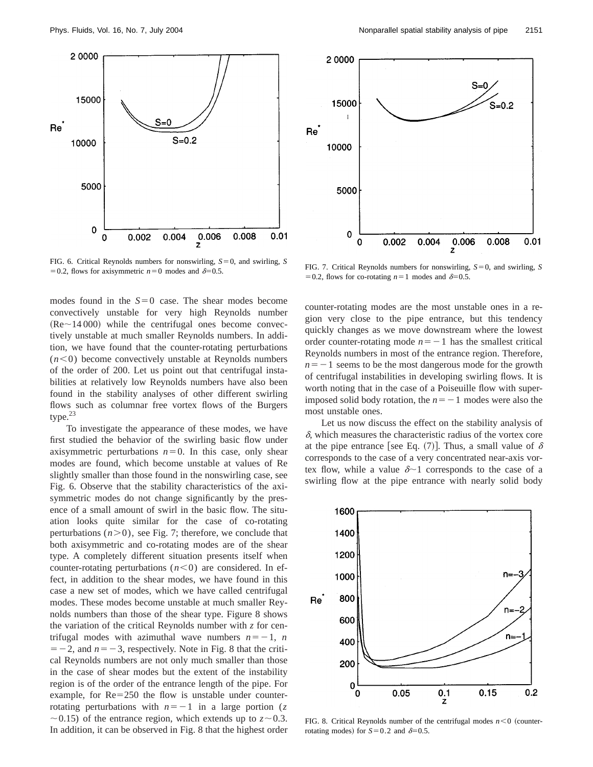FIG. 6. Critical Reynolds numbers for nonswirling, $S=0$, and swirling, $S=0.2$, flows for axisymmetric $n=0$ modes and $\delta=0.5$.

FIG. 7. Critical Reynolds numbers for nonswirling, $S=0$, and swirling, $S=0.2$, flows for co-rotating $n=1$ modes and $\delta=0.5$.

modes found in the $S=0$ case. The shear modes become convectively unstable for very high Reynolds number $(\mathrm{Re}\sim 14\,000)$ while the centrifugal ones become convectively unstable at much smaller Reynolds numbers. In addition, we have found that the counter-rotating perturbations $(n<0)$ become convectively unstable at Reynolds numbers of the order of 200. Let us point out that centrifugal instabilities at relatively low Reynolds numbers have also been found in the stability analyses of other different swirling flows such as columnar free vortex flows of the Burgers type.[23]

To investigate the appearance of these modes, we have first studied the behavior of the swirling basic flow under axisymmetric perturbations $n=0$. In this case, only shear modes are found, which become unstable at values of Re slightly smaller than those found in the nonswirling case, see Fig. 6. Observe that the stability characteristics of the axisymmetric modes do not change significantly by the presence of a small amount of swirl in the basic flow. The situation looks quite similar for the case of co-rotating perturbations $(n>0)$, see Fig. 7; therefore, we conclude that both axisymmetric and co-rotating modes are of the shear type. A completely different situation presents itself when counter-rotating perturbations $(n<0)$ are considered. In effect, in addition to the shear modes, we have found in this case a new set of modes, which we have called centrifugal modes. These modes become unstable at much smaller Reynolds numbers than those of the shear type. Figure 8 shows the variation of the critical Reynolds number with $z$ for centrifugal modes with azimuthal wave numbers $n=-1$, $n=-2$, and $n=-3$, respectively. Note in Fig. 8 that the critical Reynolds numbers are not only much smaller than those in the case of shear modes but the extent of the instability region is of the order of the entrance length of the pipe. For example, for $\mathrm{Re}=250$ the flow is unstable under counter-rotating perturbations with $n=-1$ in a large portion ($z\sim 0.15$) of the entrance region, which extends up to $z\sim 0.3$. In addition, it can be observed in Fig. 8 that the highest order counter-rotating modes are the most unstable ones in a region very close to the pipe entrance, but this tendency quickly changes as we move downstream where the lowest order counter-rotating mode $n=-1$ has the smallest critical Reynolds numbers in most of the entrance region. Therefore, $n=-1$ seems to be the most dangerous mode for the growth of centrifugal instabilities in developing swirling flows. It is worth noting that in the case of a Poiseuille flow with superimposed solid body rotation, the $n=-1$ modes were also the most unstable ones.

Let us now discuss the effect on the stability analysis of $\delta$, which measures the characteristic radius of the vortex core at the pipe entrance [see Eq. (7)]. Thus, a small value of $\delta$ corresponds to the case of a very concentrated near-axis vortex flow, while a value $\delta\sim 1$ corresponds to the case of a swirling flow at the pipe entrance with nearly solid body

FIG. 8. Critical Reynolds number of the centrifugal modes $n<0$ (counter-rotating modes) for $S=0.2$ and $\delta=0.5$.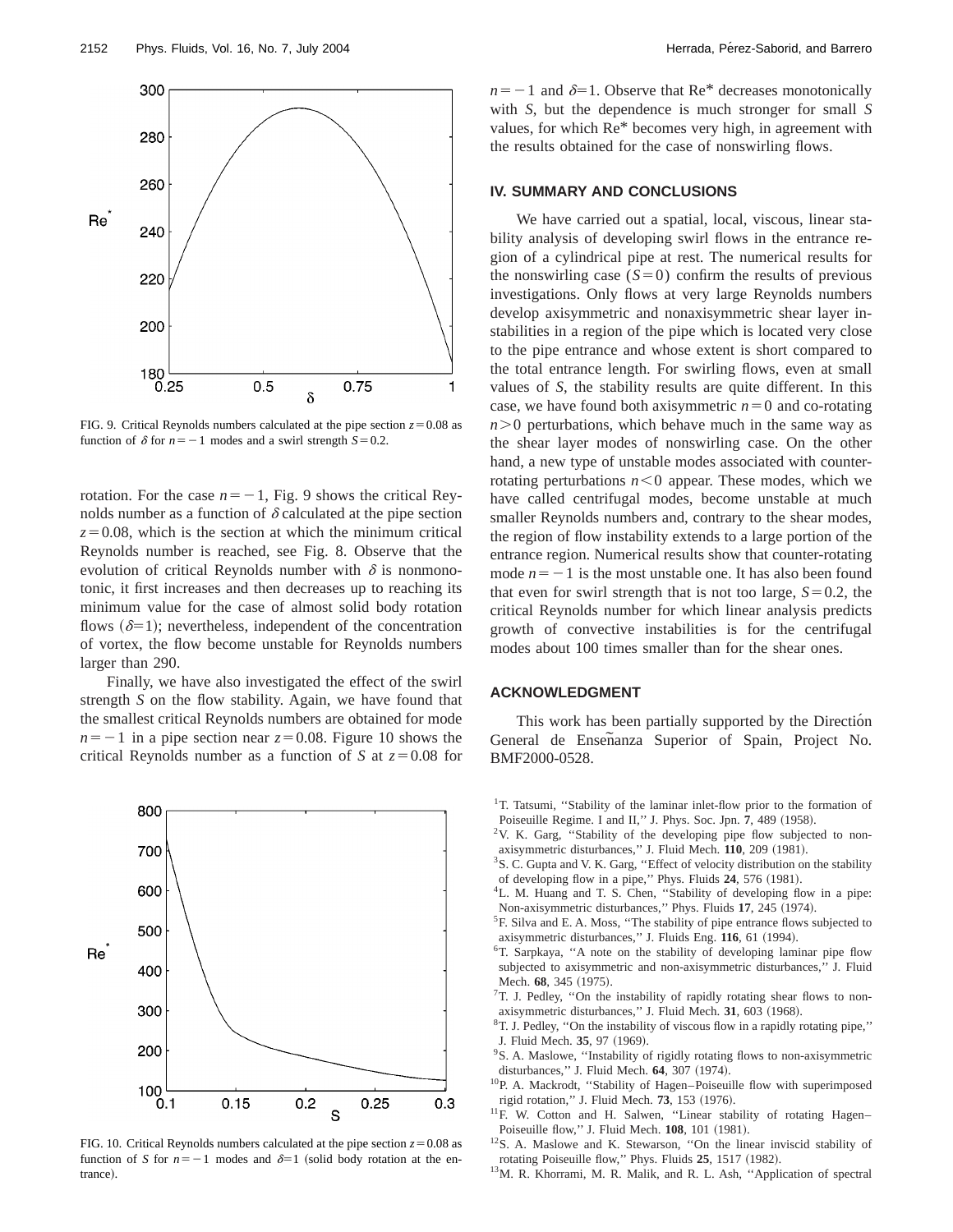FIG. 9. Critical Reynolds numbers calculated at the pipe section $z=0.08$ as function of $\delta$ for $n=-1$ modes and a swirl strength $S=0.2$.

rotation. For the case $n=-1$, Fig. 9 shows the critical Reynolds number as a function of $\delta$ calculated at the pipe section $z=0.08$, which is the section at which the minimum critical Reynolds number is reached, see Fig. 8. Observe that the evolution of critical Reynolds number with $\delta$ is nonmonotonic, it first increases and then decreases up to reaching its minimum value for the case of almost solid body rotation flows ($\delta=1$); nevertheless, independent of the concentration of vortex, the flow become unstable for Reynolds numbers larger than 290.

Finally, we have also investigated the effect of the swirl strength $S$ on the flow stability. Again, we have found that the smallest critical Reynolds numbers are obtained for mode $n=-1$ in a pipe section near $z=0.08$. Figure 10 shows the critical Reynolds number as a function of $S$ at $z=0.08$ for $n=-1$ and $\delta=1$. Observe that $\mathrm{Re}^*$ decreases monotonically with $S$, but the dependence is much stronger for small $S$ values, for which $\mathrm{Re}^*$ becomes very high, in agreement with the results obtained for the case of nonswirling flows.

FIG. 10. Critical Reynolds numbers calculated at the pipe section $z=0.08$ as function of $S$ for $n=-1$ modes and $\delta=1$ (solid body rotation at the entrance).

## IV. SUMMARY AND CONCLUSIONS

We have carried out a spatial, local, viscous, linear stability analysis of developing swirl flows in the entrance region of a cylindrical pipe at rest. The numerical results for the nonswirling case ($S=0$) confirm the results of previous investigations. Only flows at very large Reynolds numbers develop axisymmetric and nonaxisymmetric shear layer instabilities in a region of the pipe which is located very close to the pipe entrance and whose extent is short compared to the total entrance length. For swirling flows, even at small values of $S$, the stability results are quite different. In this case, we have found both axisymmetric $n=0$ and co-rotating $n>0$ perturbations, which behave much in the same way as the shear layer modes of nonswirling case. On the other hand, a new type of unstable modes associated with counter-rotating perturbations $n<0$ appear. These modes, which we have called centrifugal modes, become unstable at much smaller Reynolds numbers and, contrary to the shear modes, the region of flow instability extends to a large portion of the entrance region. Numerical results show that counter-rotating mode $n=-1$ is the most unstable one. It has also been found that even for swirl strength that is not too large, $S=0.2$, the critical Reynolds number for which linear analysis predicts growth of convective instabilities is for the centrifugal modes about 100 times smaller than for the shear ones.

## ACKNOWLEDGMENT

This work has been partially supported by the Dirección General de Enseñanza Superior of Spain, Project No. BMF2000-0528.

[1] T. Tatsumi, "Stability of the laminar inlet-flow prior to the formation of Poiseuille Regime. I and II," J. Phys. Soc. Jpn. **7**, 489 (1958).

[2] V. K. Garg, "Stability of the developing pipe flow subjected to non-axisymmetric disturbances," J. Fluid Mech. **110**, 209 (1981).

[3] S. C. Gupta and V. K. Garg, "Effect of velocity distribution on the stability of developing flow in a pipe," Phys. Fluids **24**, 576 (1981).

[4] L. M. Huang and T. S. Chen, "Stability of developing flow in a pipe: Non-axisymmetric disturbances," Phys. Fluids **17**, 245 (1974).

[5] F. Silva and E. A. Moss, "The stability of pipe entrance flows subjected to axisymmetric disturbances," J. Fluids Eng. **116**, 61 (1994).

[6] T. Sarpkaya, "A note on the stability of developing laminar pipe flow subjected to axisymmetric and non-axisymmetric disturbances," J. Fluid Mech. **68**, 345 (1975).

[7] T. J. Pedley, "On the instability of rapidly rotating shear flows to non-axisymmetric disturbances," J. Fluid Mech. **31**, 603 (1968).

[8] T. J. Pedley, "On the instability of viscous flow in a rapidly rotating pipe," J. Fluid Mech. **35**, 97 (1969).

[9] S. A. Maslowe, "Instability of rigidly rotating flows to non-axisymmetric disturbances," J. Fluid Mech. **64**, 307 (1974).

[10] P. A. Mackrodt, "Stability of Hagen–Poiseuille flow with superimposed rigid rotation," J. Fluid Mech. **73**, 153 (1976).

[11] F. W. Cotton and H. Salwen, "Linear stability of rotating Hagen–Poiseuille flow," J. Fluid Mech. **108**, 101 (1981).

[12] S. A. Maslowe and K. Stewarson, "On the linear inviscid stability of rotating Poiseuille flow," Phys. Fluids **25**, 1517 (1982).

[13] M. R. Khorrami, M. R. Malik, and R. L. Ash, "Application of spectral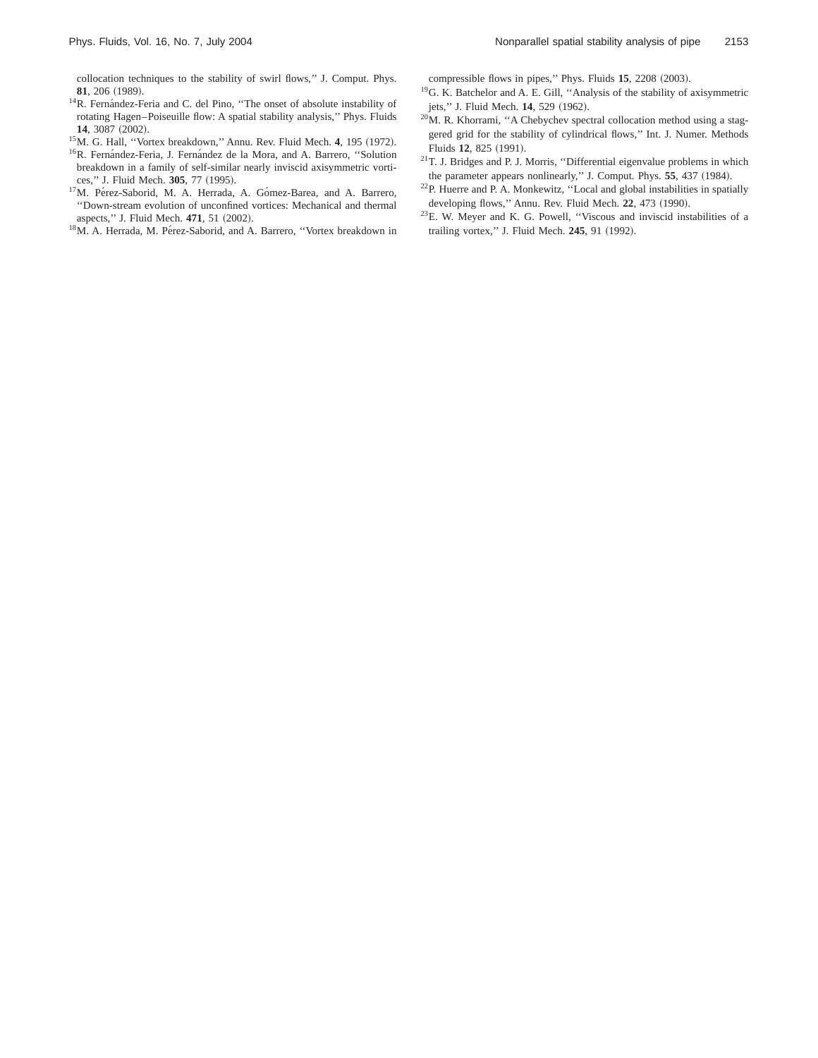collocation techniques to the stability of swirl flows,'' J. Comput. Phys. **81**, 206 (1989).

[14] R. Fernández-Feria and C. del Pino, ''The onset of absolute instability of rotating Hagen–Poiseuille flow: A spatial stability analysis,'' Phys. Fluids **14**, 3087 (2002).

[15] M. G. Hall, ''Vortex breakdown,'' Annu. Rev. Fluid Mech. **4**, 195 (1972).

[16] R. Fernández-Feria, J. Fernández de la Mora, and A. Barrero, ''Solution breakdown in a family of self-similar nearly inviscid axisymmetric vortices,'' J. Fluid Mech. **305**, 77 (1995).

[17] M. Pérez-Saborid, M. A. Herrada, A. Gómez-Barea, and A. Barrero, ''Down-stream evolution of unconfined vortices: Mechanical and thermal aspects,'' J. Fluid Mech. **471**, 51 (2002).

[18] M. A. Herrada, M. Pérez-Saborid, and A. Barrero, ''Vortex breakdown in compressible flows in pipes,'' Phys. Fluids **15**, 2208 (2003).

[19] G. K. Batchelor and A. E. Gill, ''Analysis of the stability of axisymmetric jets,'' J. Fluid Mech. **14**, 529 (1962).

[20] M. R. Khorrami, ''A Chebychev spectral collocation method using a staggered grid for the stability of cylindrical flows,'' Int. J. Numer. Methods Fluids **12**, 825 (1991).

[21] T. J. Bridges and P. J. Morris, ''Differential eigenvalue problems in which the parameter appears nonlinearly,'' J. Comput. Phys. **55**, 437 (1984).

[22] P. Huerre and P. A. Monkewitz, ''Local and global instabilities in spatially developing flows,'' Annu. Rev. Fluid Mech. **22**, 473 (1990).

[23] E. W. Meyer and K. G. Powell, ''Viscous and inviscid instabilities of a trailing vortex,'' J. Fluid Mech. **245**, 91 (1992).